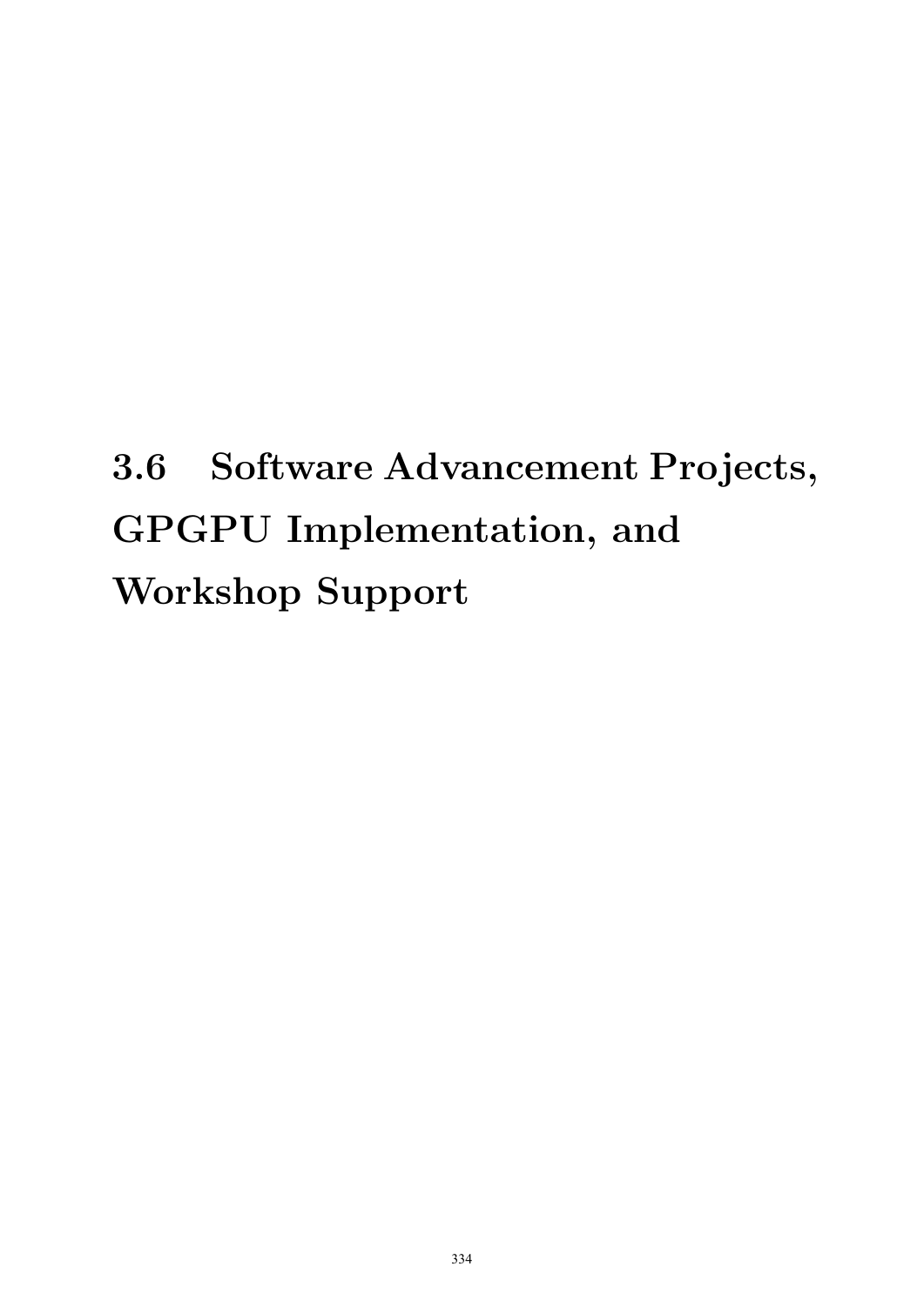## 3.6 Software Advancement Projects, GPGPU Implementation, and Workshop Support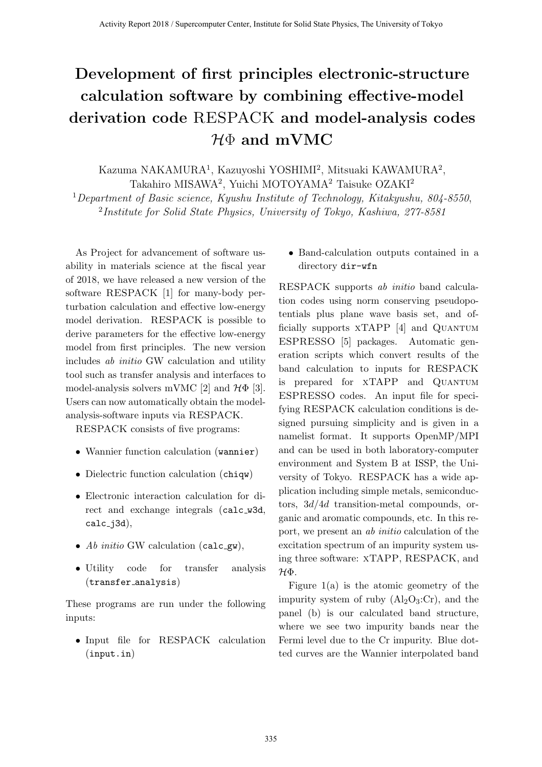# Development of first principles electronic-structure calculation software by combining effective-model derivation code RESPACK and model-analysis codes $\mathcal{H}\Phi$ and mVMC

Kazuma NAKAMURA[1], Kazuyoshi YOSHIMI[2], Mitsuaki KAWAMURA[2], Takahiro MISAWA[2], Yuichi MOTOYAMA[2] Taisuke OZAKI[2]

[1] *Department of Basic science, Kyushu Institute of Technology, Kitakyushu, 804-8550,*
[2] *Institute for Solid State Physics, University of Tokyo, Kashiwa, 277-8581*

As Project for advancement of software usability in materials science at the fiscal year of 2018, we have released a new version of the software RESPACK [1] for many-body perturbation calculation and effective low-energy model derivation. RESPACK is possible to derive parameters for the effective low-energy model from first principles. The new version includes *ab initio* GW calculation and utility tool such as transfer analysis and interfaces to model-analysis solvers mVMC [2] and $\mathcal{H}\Phi$ [3]. Users can now automatically obtain the model-analysis-software inputs via RESPACK.

RESPACK consists of five programs:

- Wannier function calculation (`wannier`)
- Dielectric function calculation (`chiqw`)
- Electronic interaction calculation for direct and exchange integrals (`calc_w3d`, `calc_j3d`),
- *Ab initio* GW calculation (`calc_gw`),
- Utility code for transfer analysis (`transfer_analysis`)

These programs are run under the following inputs:

- Input file for RESPACK calculation (`input.in`)
- Band-calculation outputs contained in a directory `dir-wfn`

RESPACK supports *ab initio* band calculation codes using norm conserving pseudopotentials plus plane wave basis set, and officially supports xTAPP [4] and Quantum ESPRESSO [5] packages. Automatic generation scripts which convert results of the band calculation to inputs for RESPACK is prepared for xTAPP and Quantum ESPRESSO codes. An input file for specifying RESPACK calculation conditions is designed pursuing simplicity and is given in a namelist format. It supports OpenMP/MPI and can be used in both laboratory-computer environment and System B at ISSP, the University of Tokyo. RESPACK has a wide application including simple metals, semiconductors, $3d$/$4d$ transition-metal compounds, organic and aromatic compounds, etc. In this report, we present an *ab initio* calculation of the excitation spectrum of an impurity system using three software: xTAPP, RESPACK, and $\mathcal{H}\Phi$.

Figure 1(a) is the atomic geometry of the impurity system of ruby ($Al_2O_3$:Cr), and the panel (b) is our calculated band structure, where we see two impurity bands near the Fermi level due to the Cr impurity. Blue dotted curves are the Wannier interpolated band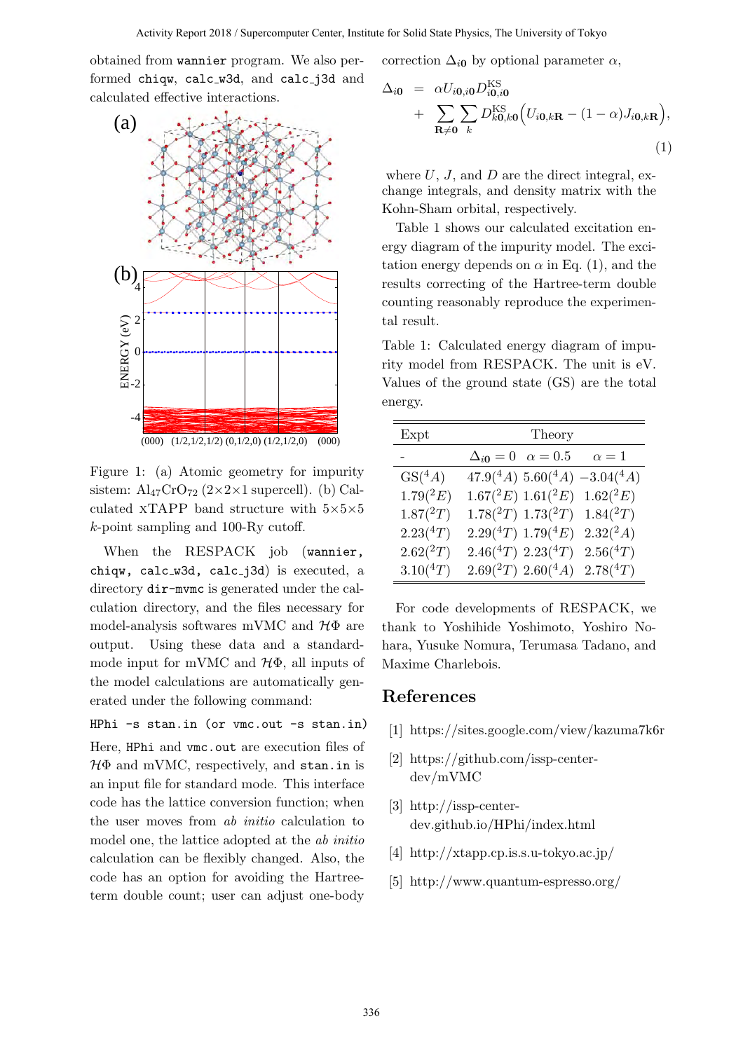obtained from `wannier` program. We also performed `chiqw`, `calc_w3d`, and `calc_j3d` and calculated effective interactions.

Figure 1: (a) Atomic geometry for impurity sistem: $Al_{47}CrO_{72}$ (2×2×1 supercell). (b) Calculated xTAPP band structure with 5×5×5 $k$-point sampling and 100-Ry cutoff.

When the RESPACK job (`wannier, chiqw, calc_w3d, calc_j3d`) is executed, a directory `dir-mvmc` is generated under the calculation directory, and the files necessary for model-analysis softwares mVMC and $\mathcal{H}\Phi$ are output. Using these data and a standard-mode input for mVMC and $\mathcal{H}\Phi$, all inputs of the model calculations are automatically generated under the following command:

```
HPhi -s stan.in (or vmc.out -s stan.in)
```

Here, `HPhi` and `vmc.out` are execution files of $\mathcal{H}\Phi$ and mVMC, respectively, and `stan.in` is an input file for standard mode. This interface code has the lattice conversion function; when the user moves from *ab initio* calculation to model one, the lattice adopted at the *ab initio* calculation can be flexibly changed. Also, the code has an option for avoiding the Hartree-term double count; user can adjust one-body correction $\Delta_{i\mathbf{0}}$ by optional parameter $\alpha$,

$$
\begin{aligned}
\Delta_{i\mathbf{0}} &= \alpha U_{i\mathbf{0},i\mathbf{0}} D^{\mathrm{KS}}_{i\mathbf{0},i\mathbf{0}} \\
&+ \sum_{\mathbf{R}\neq\mathbf{0}} \sum_{k} D^{\mathrm{KS}}_{k\mathbf{0},k\mathbf{0}} \Big( U_{i\mathbf{0},k\mathbf{R}} - (1-\alpha) J_{i\mathbf{0},k\mathbf{R}} \Big),
\end{aligned} \tag{1}
$$

where $U$, $J$, and $D$ are the direct integral, exchange integrals, and density matrix with the Kohn-Sham orbital, respectively.

Table 1 shows our calculated excitation energy diagram of the impurity model. The excitation energy depends on $\alpha$ in Eq. (1), and the results correcting of the Hartree-term double counting reasonably reproduce the experimental result.

Table 1: Calculated energy diagram of impurity model from RESPACK. The unit is eV. Values of the ground state (GS) are the total energy.

| Expt | Theory | | |
|---|---|---|---|
| - | $\Delta_{i\mathbf{0}} = 0$ | $\alpha = 0.5$ | $\alpha = 1$ |
| GS($^4A$) | 47.9($^4A$) | 5.60($^4A$) | −3.04($^4A$) |
| 1.79($^2E$) | 1.67($^2E$) | 1.61($^2E$) | 1.62($^2E$) |
| 1.87($^2T$) | 1.78($^2T$) | 1.73($^2T$) | 1.84($^2T$) |
| 2.23($^4T$) | 2.29($^4T$) | 1.79($^4E$) | 2.32($^2A$) |
| 2.62($^2T$) | 2.46($^4T$) | 2.23($^4T$) | 2.56($^4T$) |
| 3.10($^4T$) | 2.69($^2T$) | 2.60($^4A$) | 2.78($^4T$) |

For code developments of RESPACK, we thank to Yoshihide Yoshimoto, Yoshiro Nohara, Yusuke Nomura, Terumasa Tadano, and Maxime Charlebois.

## References

[1] https://sites.google.com/view/kazuma7k6r

[2] https://github.com/issp-center-dev/mVMC

[3] http://issp-center-dev.github.io/HPhi/index.html

[4] http://xtapp.cp.is.s.u-tokyo.ac.jp/

[5] http://www.quantum-espresso.org/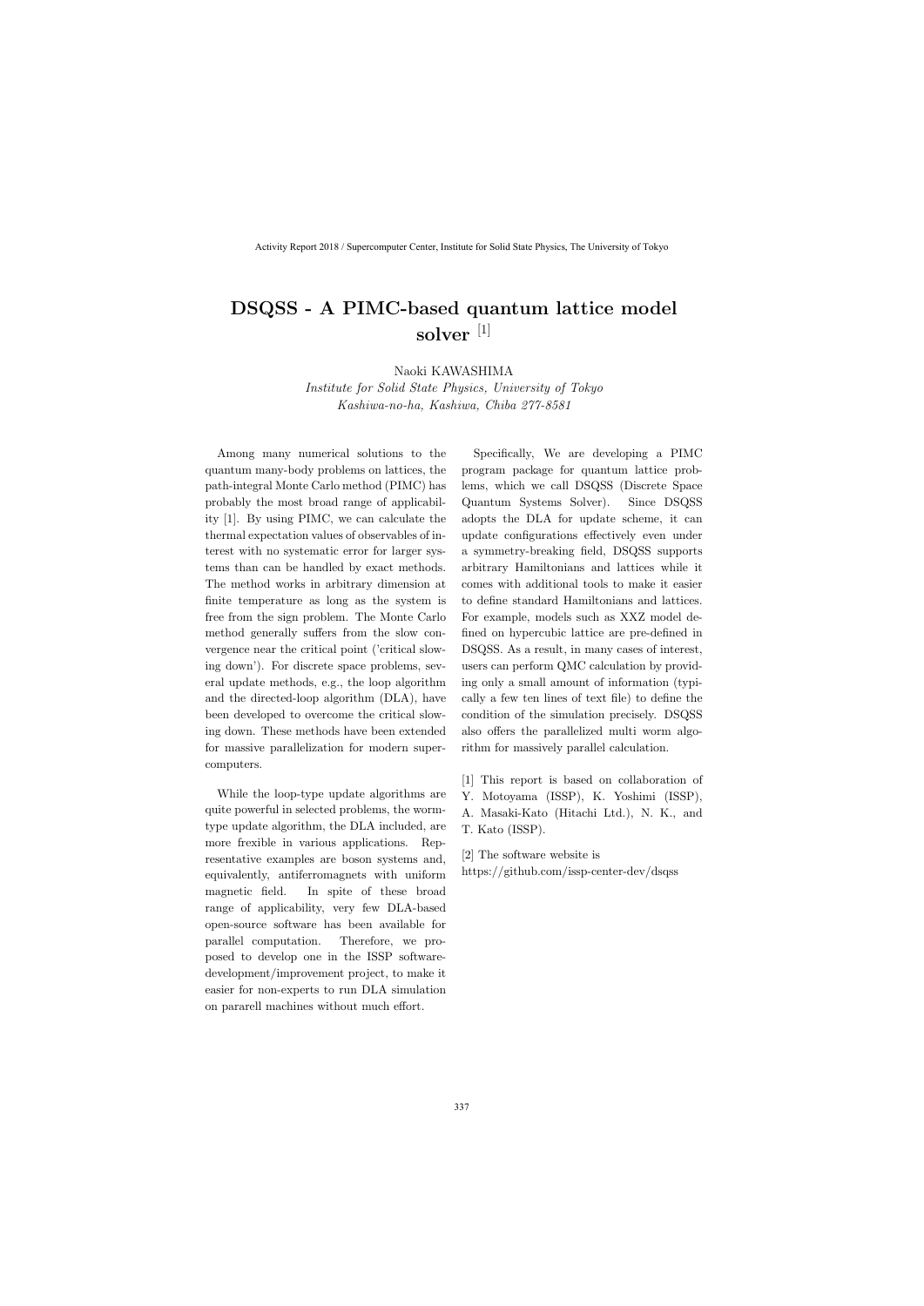# DSQSS - A PIMC-based quantum lattice model solver [1]

Naoki KAWASHIMA

*Institute for Solid State Physics, University of Tokyo*
*Kashiwa-no-ha, Kashiwa, Chiba 277-8581*

Among many numerical solutions to the quantum many-body problems on lattices, the path-integral Monte Carlo method (PIMC) has probably the most broad range of applicability [1]. By using PIMC, we can calculate the thermal expectation values of observables of interest with no systematic error for larger systems than can be handled by exact methods. The method works in arbitrary dimension at finite temperature as long as the system is free from the sign problem. The Monte Carlo method generally suffers from the slow convergence near the critical point ('critical slowing down'). For discrete space problems, several update methods, e.g., the loop algorithm and the directed-loop algorithm (DLA), have been developed to overcome the critical slowing down. These methods have been extended for massive parallelization for modern supercomputers.

While the loop-type update algorithms are quite powerful in selected problems, the worm-type update algorithm, the DLA included, are more frexible in various applications. Representative examples are boson systems and, equivalently, antiferromagnets with uniform magnetic field. In spite of these broad range of applicability, very few DLA-based open-source software has been available for parallel computation. Therefore, we proposed to develop one in the ISSP software-development/improvement project, to make it easier for non-experts to run DLA simulation on pararell machines without much effort.

Specifically, We are developing a PIMC program package for quantum lattice problems, which we call DSQSS (Discrete Space Quantum Systems Solver). Since DSQSS adopts the DLA for update scheme, it can update configurations effectively even under a symmetry-breaking field, DSQSS supports arbitrary Hamiltonians and lattices while it comes with additional tools to make it easier to define standard Hamiltonians and lattices. For example, models such as XXZ model defined on hypercubic lattice are pre-defined in DSQSS. As a result, in many cases of interest, users can perform QMC calculation by providing only a small amount of information (typically a few ten lines of text file) to define the condition of the simulation precisely. DSQSS also offers the parallelized multi worm algorithm for massively parallel calculation.

[1] This report is based on collaboration of Y. Motoyama (ISSP), K. Yoshimi (ISSP), A. Masaki-Kato (Hitachi Ltd.), N. K., and T. Kato (ISSP).

[2] The software website is https://github.com/issp-center-dev/dsqss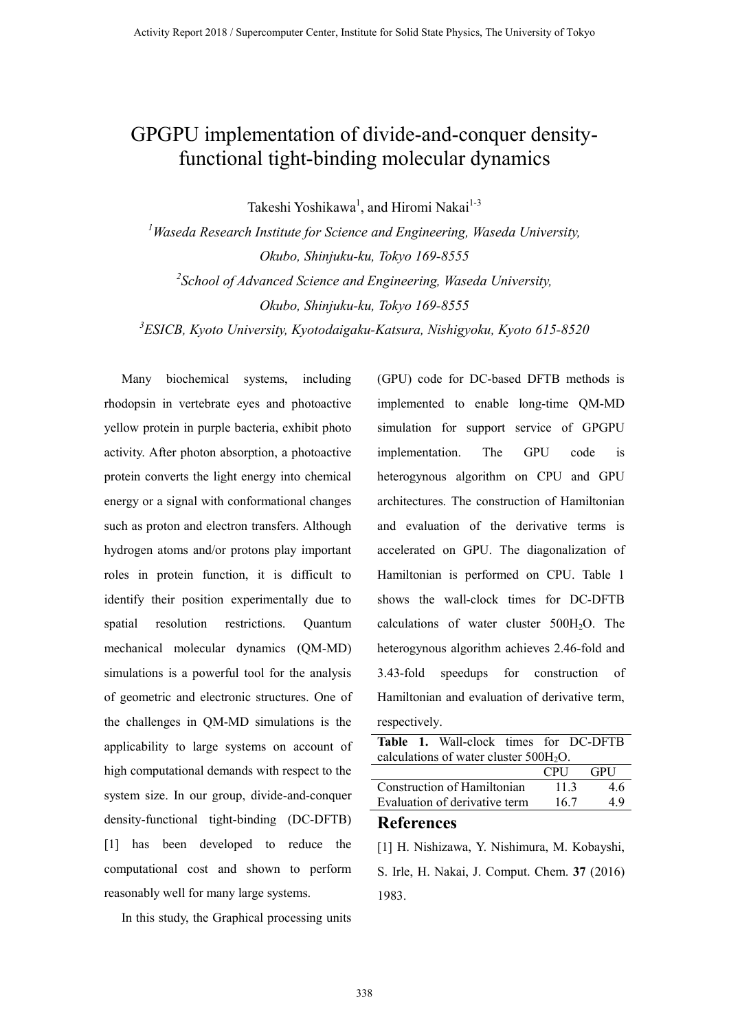# GPGPU implementation of divide-and-conquer density-functional tight-binding molecular dynamics

Takeshi Yoshikawa[1], and Hiromi Nakai[1-3]

[1]*Waseda Research Institute for Science and Engineering, Waseda University, Okubo, Shinjuku-ku, Tokyo 169-8555*

[2]*School of Advanced Science and Engineering, Waseda University, Okubo, Shinjuku-ku, Tokyo 169-8555*

[3]*ESICB, Kyoto University, Kyotodaigaku-Katsura, Nishigyoku, Kyoto 615-8520*

Many biochemical systems, including rhodopsin in vertebrate eyes and photoactive yellow protein in purple bacteria, exhibit photo activity. After photon absorption, a photoactive protein converts the light energy into chemical energy or a signal with conformational changes such as proton and electron transfers. Although hydrogen atoms and/or protons play important roles in protein function, it is difficult to identify their position experimentally due to spatial resolution restrictions. Quantum mechanical molecular dynamics (QM-MD) simulations is a powerful tool for the analysis of geometric and electronic structures. One of the challenges in QM-MD simulations is the applicability to large systems on account of high computational demands with respect to the system size. In our group, divide-and-conquer density-functional tight-binding (DC-DFTB) [1] has been developed to reduce the computational cost and shown to perform reasonably well for many large systems.

In this study, the Graphical processing units (GPU) code for DC-based DFTB methods is implemented to enable long-time QM-MD simulation for support service of GPGPU implementation. The GPU code is heterogynous algorithm on CPU and GPU architectures. The construction of Hamiltonian and evaluation of the derivative terms is accelerated on GPU. The diagonalization of Hamiltonian is performed on CPU. Table 1 shows the wall-clock times for DC-DFTB calculations of water cluster 500$H_2O$. The heterogynous algorithm achieves 2.46-fold and 3.43-fold speedups for construction of Hamiltonian and evaluation of derivative term, respectively.

**Table 1.** Wall-clock times for DC-DFTB calculations of water cluster 500$H_2O$.

| | CPU | GPU |
|---|---|---|
| Construction of Hamiltonian | 11.3 | 4.6 |
| Evaluation of derivative term | 16.7 | 4.9 |

## References

[1] H. Nishizawa, Y. Nishimura, M. Kobayshi, S. Irle, H. Nakai, J. Comput. Chem. **37** (2016) 1983.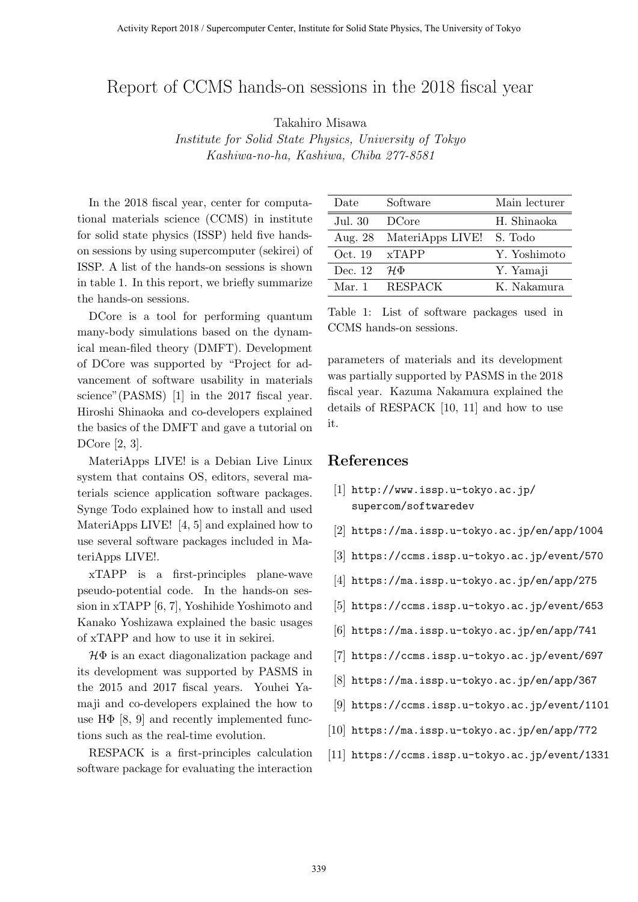# Report of CCMS hands-on sessions in the 2018 fiscal year

Takahiro Misawa

*Institute for Solid State Physics, University of Tokyo*
*Kashiwa-no-ha, Kashiwa, Chiba 277-8581*

In the 2018 fiscal year, center for computational materials science (CCMS) in institute for solid state physics (ISSP) held five hands-on sessions by using supercomputer (sekirei) of ISSP. A list of the hands-on sessions is shown in table 1. In this report, we briefly summarize the hands-on sessions.

| Date | Software | Main lecturer |
| --- | --- | --- |
| Jul. 30 | DCore | H. Shinaoka |
| Aug. 28 | MateriApps LIVE! | S. Todo |
| Oct. 19 | xTAPP | Y. Yoshimoto |
| Dec. 12 | $\mathcal{H}\Phi$ | Y. Yamaji |
| Mar. 1 | RESPACK | K. Nakamura |

Table 1: List of software packages used in CCMS hands-on sessions.

DCore is a tool for performing quantum many-body simulations based on the dynamical mean-filed theory (DMFT). Development of DCore was supported by "Project for advancement of software usability in materials science"(PASMS) [1] in the 2017 fiscal year. Hiroshi Shinaoka and co-developers explained the basics of the DMFT and gave a tutorial on DCore [2, 3].

MateriApps LIVE! is a Debian Live Linux system that contains OS, editors, several materials science application software packages. Synge Todo explained how to install and used MateriApps LIVE! [4, 5] and explained how to use several software packages included in MateriApps LIVE!.

xTAPP is a first-principles plane-wave pseudo-potential code. In the hands-on session in xTAPP [6, 7], Yoshihide Yoshimoto and Kanako Yoshizawa explained the basic usages of xTAPP and how to use it in sekirei.

$\mathcal{H}\Phi$ is an exact diagonalization package and its development was supported by PASMS in the 2015 and 2017 fiscal years. Youhei Yamaji and co-developers explained the how to use HΦ [8, 9] and recently implemented functions such as the real-time evolution.

RESPACK is a first-principles calculation software package for evaluating the interaction parameters of materials and its development was partially supported by PASMS in the 2018 fiscal year. Kazuma Nakamura explained the details of RESPACK [10, 11] and how to use it.

## References

[1] http://www.issp.u-tokyo.ac.jp/supercom/softwaredev

[2] https://ma.issp.u-tokyo.ac.jp/en/app/1004

[3] https://ccms.issp.u-tokyo.ac.jp/event/570

[4] https://ma.issp.u-tokyo.ac.jp/en/app/275

[5] https://ccms.issp.u-tokyo.ac.jp/event/653

[6] https://ma.issp.u-tokyo.ac.jp/en/app/741

[7] https://ccms.issp.u-tokyo.ac.jp/event/697

[8] https://ma.issp.u-tokyo.ac.jp/en/app/367

[9] https://ccms.issp.u-tokyo.ac.jp/event/1101

[10] https://ma.issp.u-tokyo.ac.jp/en/app/772

[11] https://ccms.issp.u-tokyo.ac.jp/event/1331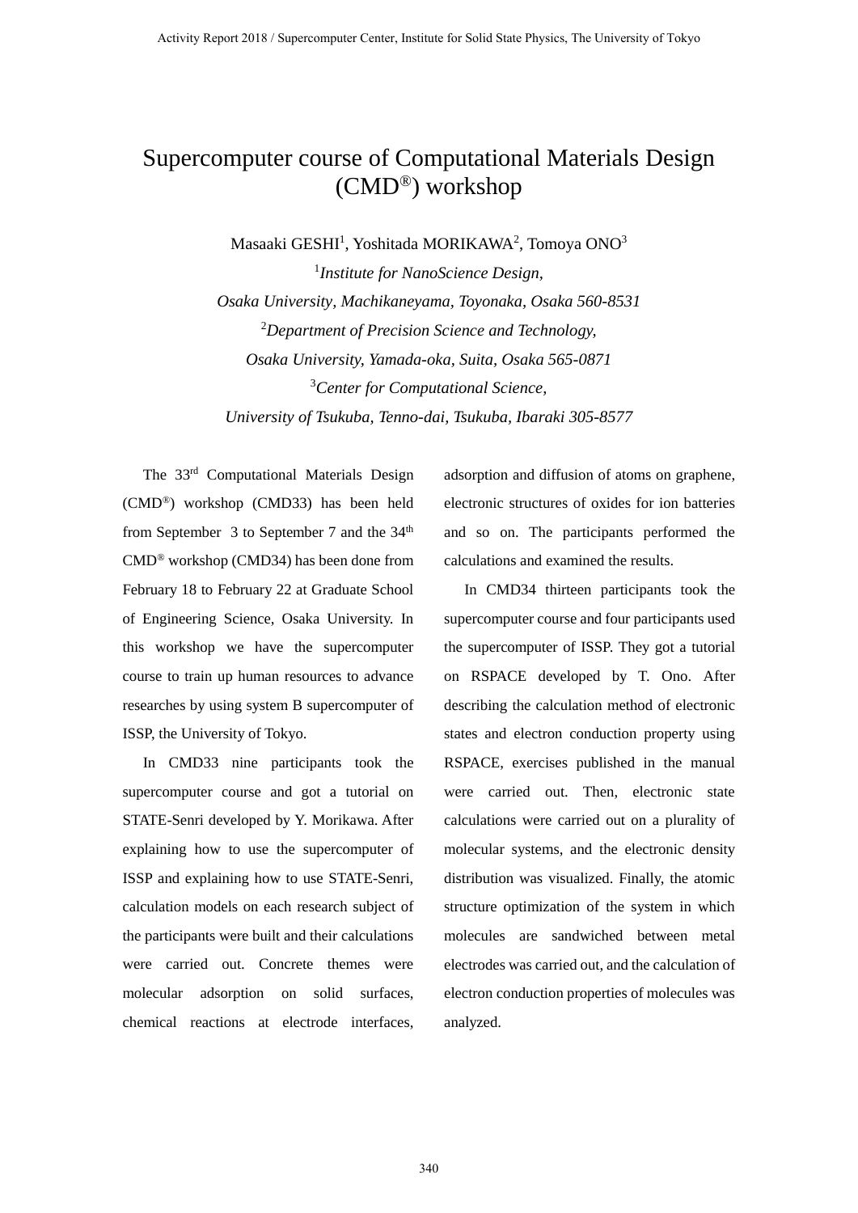# Supercomputer course of Computational Materials Design (CMD®) workshop

Masaaki GESHI[1], Yoshitada MORIKAWA[2], Tomoya ONO[3]

[1]*Institute for NanoScience Design,*
*Osaka University, Machikaneyama, Toyonaka, Osaka 560-8531*

[2]*Department of Precision Science and Technology,*
*Osaka University, Yamada-oka, Suita, Osaka 565-0871*

[3]*Center for Computational Science,*
*University of Tsukuba, Tenno-dai, Tsukuba, Ibaraki 305-8577*

The 33rd Computational Materials Design (CMD®) workshop (CMD33) has been held from September 3 to September 7 and the 34th CMD® workshop (CMD34) has been done from February 18 to February 22 at Graduate School of Engineering Science, Osaka University. In this workshop we have the supercomputer course to train up human resources to advance researches by using system B supercomputer of ISSP, the University of Tokyo.

In CMD33 nine participants took the supercomputer course and got a tutorial on STATE-Senri developed by Y. Morikawa. After explaining how to use the supercomputer of ISSP and explaining how to use STATE-Senri, calculation models on each research subject of the participants were built and their calculations were carried out. Concrete themes were molecular adsorption on solid surfaces, chemical reactions at electrode interfaces, adsorption and diffusion of atoms on graphene, electronic structures of oxides for ion batteries and so on. The participants performed the calculations and examined the results.

In CMD34 thirteen participants took the supercomputer course and four participants used the supercomputer of ISSP. They got a tutorial on RSPACE developed by T. Ono. After describing the calculation method of electronic states and electron conduction property using RSPACE, exercises published in the manual were carried out. Then, electronic state calculations were carried out on a plurality of molecular systems, and the electronic density distribution was visualized. Finally, the atomic structure optimization of the system in which molecules are sandwiched between metal electrodes was carried out, and the calculation of electron conduction properties of molecules was analyzed.